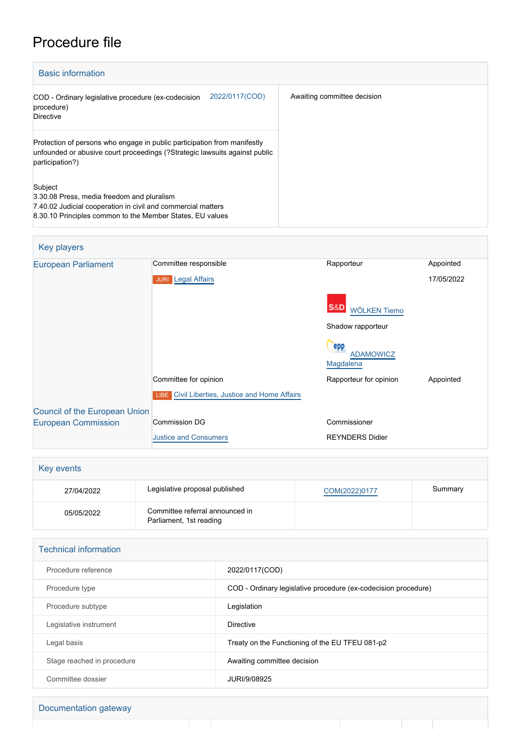# Procedure file

## Basic information

| | |
|---|---|
| COD - Ordinary legislative procedure (ex-codecision procedure) Directive 2022/0117(COD) | Awaiting committee decision |
| Protection of persons who engage in public participation from manifestly unfounded or abusive court proceedings (?Strategic lawsuits against public participation?) | |
| Subject<br>3.30.08 Press, media freedom and pluralism<br>7.40.02 Judicial cooperation in civil and commercial matters<br>8.30.10 Principles common to the Member States, EU values | |

## Key players

| | | | |
|---|---|---|---|
| European Parliament | Committee responsible | Rapporteur | Appointed |
| | JURI Legal Affairs | | 17/05/2022 |
| | | S&D WÖLKEN Tiemo | |
| | | Shadow rapporteur | |
| | | EPP ADAMOWICZ Magdalena | |
| | Committee for opinion | Rapporteur for opinion | Appointed |
| | LIBE Civil Liberties, Justice and Home Affairs | | |
| Council of the European Union | | | |
| European Commission | Commission DG | Commissioner | |
| | Justice and Consumers | REYNDERS Didier | |

## Key events

| | | | |
|---|---|---|---|
| 27/04/2022 | Legislative proposal published | COM(2022)0177 | Summary |
| 05/05/2022 | Committee referral announced in Parliament, 1st reading | | |

## Technical information

| | |
|---|---|
| Procedure reference | 2022/0117(COD) |
| Procedure type | COD - Ordinary legislative procedure (ex-codecision procedure) |
| Procedure subtype | Legislation |
| Legislative instrument | Directive |
| Legal basis | Treaty on the Functioning of the EU TFEU 081-p2 |
| Stage reached in procedure | Awaiting committee decision |
| Committee dossier | JURI/9/08925 |

## Documentation gateway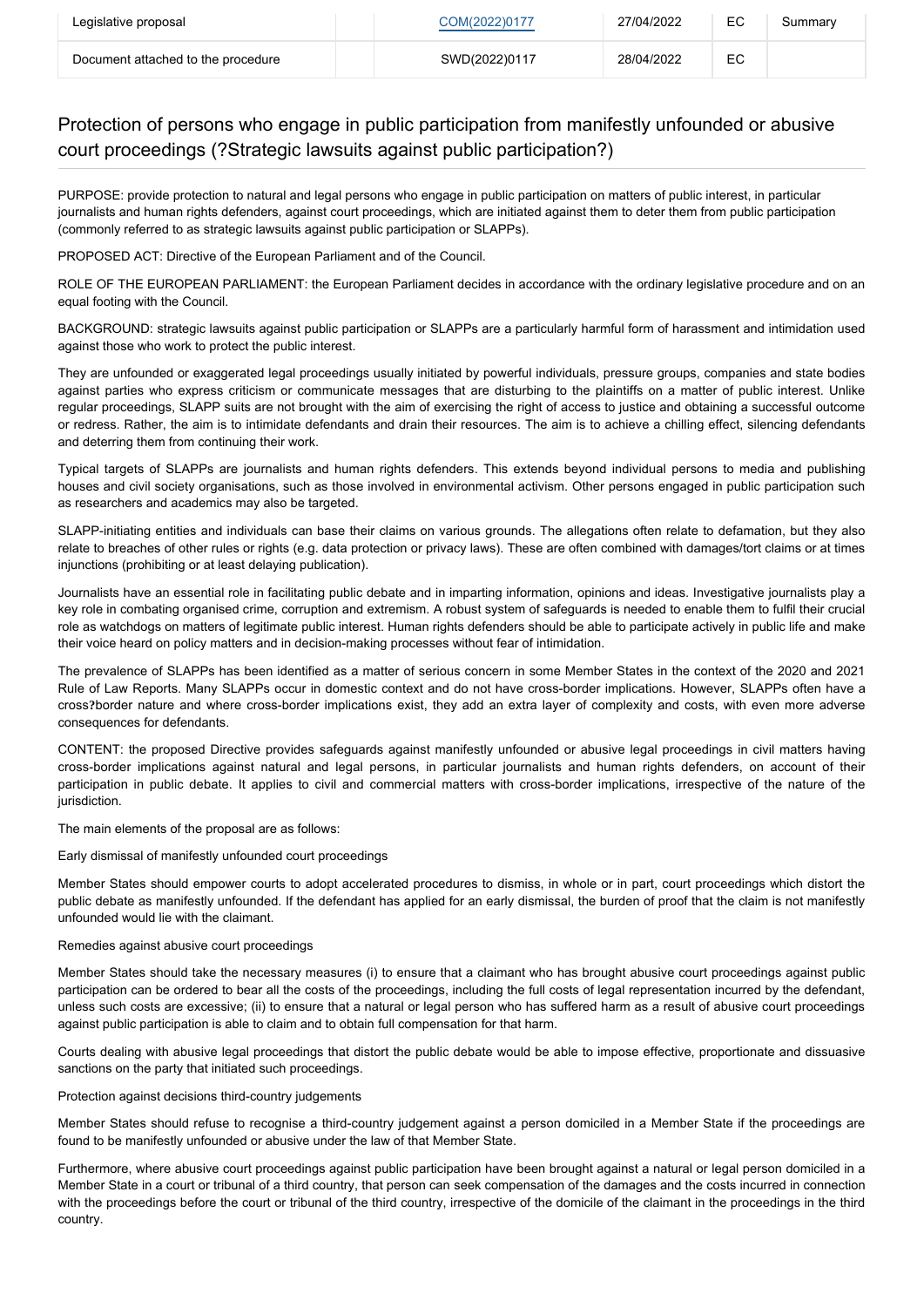| | | | | |
|---|---|---|---|---|
| Legislative proposal | | COM(2022)0177 | 27/04/2022 | EC | Summary |
| Document attached to the procedure | | SWD(2022)0117 | 28/04/2022 | EC | |

## Protection of persons who engage in public participation from manifestly unfounded or abusive court proceedings (?Strategic lawsuits against public participation?)

PURPOSE: provide protection to natural and legal persons who engage in public participation on matters of public interest, in particular journalists and human rights defenders, against court proceedings, which are initiated against them to deter them from public participation (commonly referred to as strategic lawsuits against public participation or SLAPPs).

PROPOSED ACT: Directive of the European Parliament and of the Council.

ROLE OF THE EUROPEAN PARLIAMENT: the European Parliament decides in accordance with the ordinary legislative procedure and on an equal footing with the Council.

BACKGROUND: strategic lawsuits against public participation or SLAPPs are a particularly harmful form of harassment and intimidation used against those who work to protect the public interest.

They are unfounded or exaggerated legal proceedings usually initiated by powerful individuals, pressure groups, companies and state bodies against parties who express criticism or communicate messages that are disturbing to the plaintiffs on a matter of public interest. Unlike regular proceedings, SLAPP suits are not brought with the aim of exercising the right of access to justice and obtaining a successful outcome or redress. Rather, the aim is to intimidate defendants and drain their resources. The aim is to achieve a chilling effect, silencing defendants and deterring them from continuing their work.

Typical targets of SLAPPs are journalists and human rights defenders. This extends beyond individual persons to media and publishing houses and civil society organisations, such as those involved in environmental activism. Other persons engaged in public participation such as researchers and academics may also be targeted.

SLAPP-initiating entities and individuals can base their claims on various grounds. The allegations often relate to defamation, but they also relate to breaches of other rules or rights (e.g. data protection or privacy laws). These are often combined with damages/tort claims or at times injunctions (prohibiting or at least delaying publication).

Journalists have an essential role in facilitating public debate and in imparting information, opinions and ideas. Investigative journalists play a key role in combating organised crime, corruption and extremism. A robust system of safeguards is needed to enable them to fulfil their crucial role as watchdogs on matters of legitimate public interest. Human rights defenders should be able to participate actively in public life and make their voice heard on policy matters and in decision-making processes without fear of intimidation.

The prevalence of SLAPPs has been identified as a matter of serious concern in some Member States in the context of the 2020 and 2021 Rule of Law Reports. Many SLAPPs occur in domestic context and do not have cross-border implications. However, SLAPPs often have a cross?border nature and where cross-border implications exist, they add an extra layer of complexity and costs, with even more adverse consequences for defendants.

CONTENT: the proposed Directive provides safeguards against manifestly unfounded or abusive legal proceedings in civil matters having cross-border implications against natural and legal persons, in particular journalists and human rights defenders, on account of their participation in public debate. It applies to civil and commercial matters with cross-border implications, irrespective of the nature of the jurisdiction.

The main elements of the proposal are as follows:

Early dismissal of manifestly unfounded court proceedings

Member States should empower courts to adopt accelerated procedures to dismiss, in whole or in part, court proceedings which distort the public debate as manifestly unfounded. If the defendant has applied for an early dismissal, the burden of proof that the claim is not manifestly unfounded would lie with the claimant.

Remedies against abusive court proceedings

Member States should take the necessary measures (i) to ensure that a claimant who has brought abusive court proceedings against public participation can be ordered to bear all the costs of the proceedings, including the full costs of legal representation incurred by the defendant, unless such costs are excessive; (ii) to ensure that a natural or legal person who has suffered harm as a result of abusive court proceedings against public participation is able to claim and to obtain full compensation for that harm.

Courts dealing with abusive legal proceedings that distort the public debate would be able to impose effective, proportionate and dissuasive sanctions on the party that initiated such proceedings.

Protection against decisions third-country judgements

Member States should refuse to recognise a third-country judgement against a person domiciled in a Member State if the proceedings are found to be manifestly unfounded or abusive under the law of that Member State.

Furthermore, where abusive court proceedings against public participation have been brought against a natural or legal person domiciled in a Member State in a court or tribunal of a third country, that person can seek compensation of the damages and the costs incurred in connection with the proceedings before the court or tribunal of the third country, irrespective of the domicile of the claimant in the proceedings in the third country.